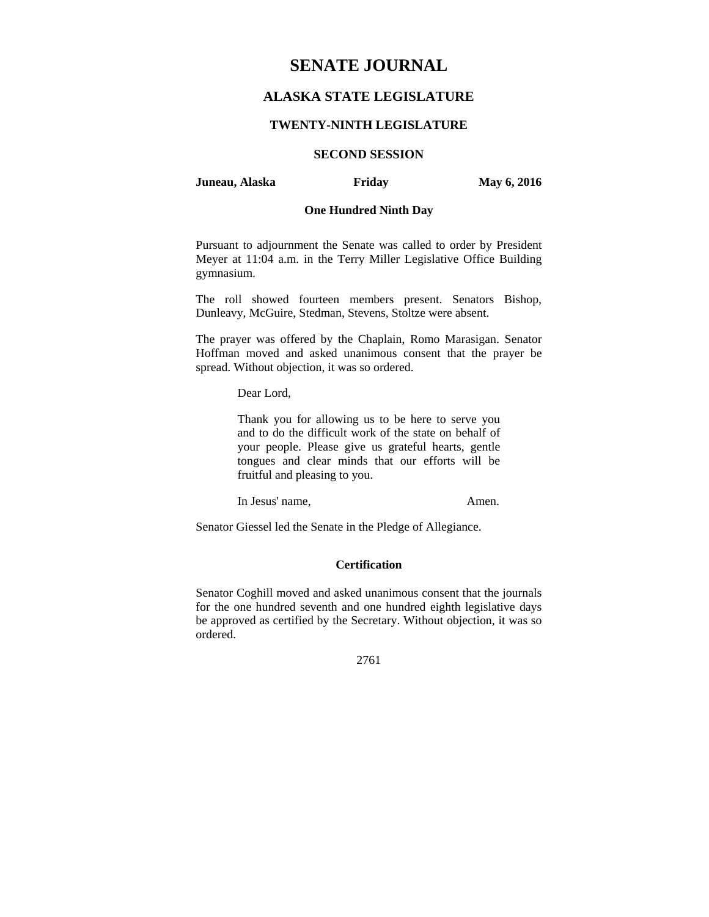# SENATE JOURNAL

## ALASKA STATE LEGISLATURE

### TWENTY-NINTH LEGISLATURE

### SECOND SESSION

**Juneau, Alaska** **Friday** **May 6, 2016**

**One Hundred Ninth Day**

Pursuant to adjournment the Senate was called to order by President Meyer at 11:04 a.m. in the Terry Miller Legislative Office Building gymnasium.

The roll showed fourteen members present. Senators Bishop, Dunleavy, McGuire, Stedman, Stevens, Stoltze were absent.

The prayer was offered by the Chaplain, Romo Marasigan. Senator Hoffman moved and asked unanimous consent that the prayer be spread. Without objection, it was so ordered.

> Dear Lord,
>
> Thank you for allowing us to be here to serve you and to do the difficult work of the state on behalf of your people. Please give us grateful hearts, gentle tongues and clear minds that our efforts will be fruitful and pleasing to you.
>
> In Jesus' name, Amen.

Senator Giessel led the Senate in the Pledge of Allegiance.

**Certification**

Senator Coghill moved and asked unanimous consent that the journals for the one hundred seventh and one hundred eighth legislative days be approved as certified by the Secretary. Without objection, it was so ordered.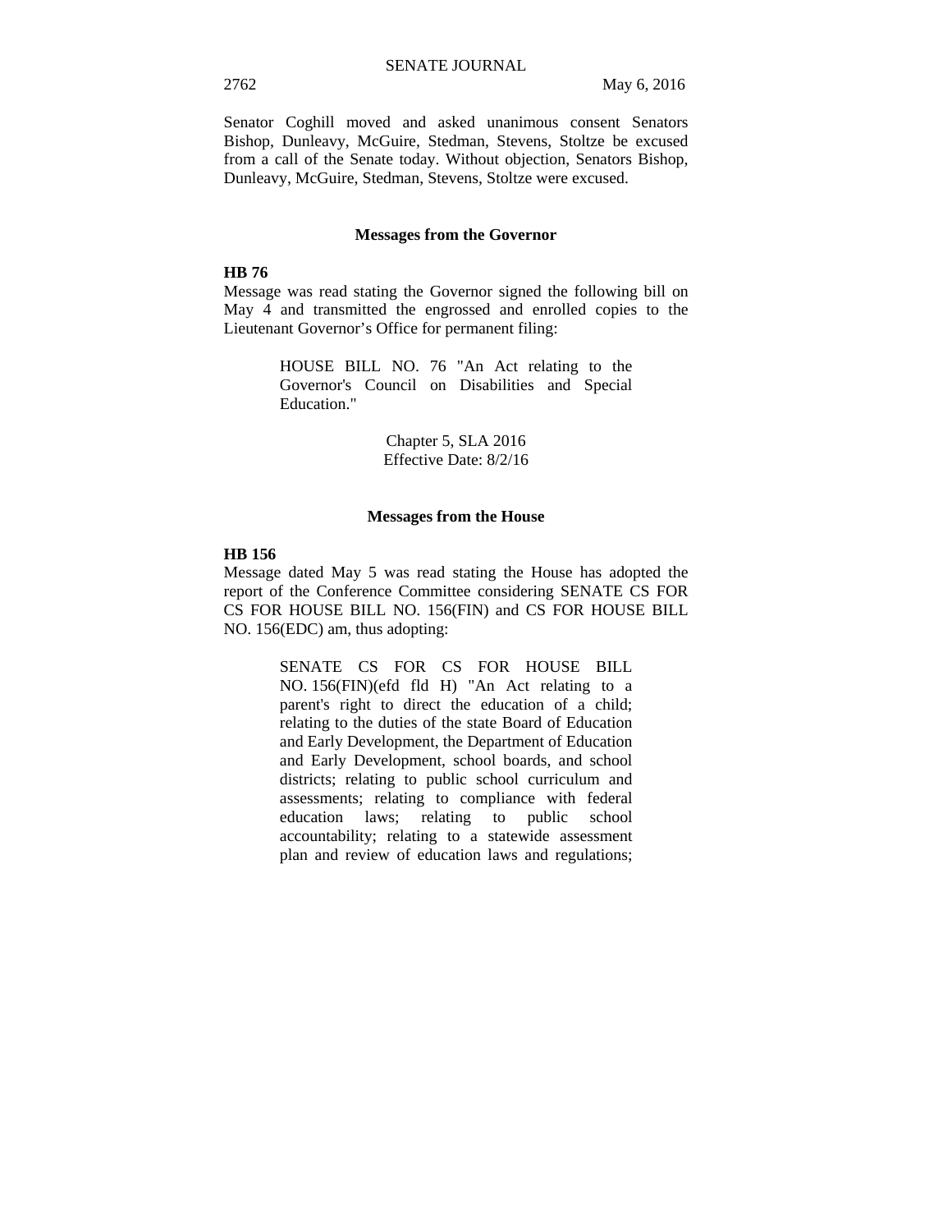Senator Coghill moved and asked unanimous consent Senators Bishop, Dunleavy, McGuire, Stedman, Stevens, Stoltze be excused from a call of the Senate today. Without objection, Senators Bishop, Dunleavy, McGuire, Stedman, Stevens, Stoltze were excused.

## Messages from the Governor

**HB 76**

Message was read stating the Governor signed the following bill on May 4 and transmitted the engrossed and enrolled copies to the Lieutenant Governor's Office for permanent filing:

> HOUSE BILL NO. 76 "An Act relating to the Governor's Council on Disabilities and Special Education."
>
> Chapter 5, SLA 2016
> Effective Date: 8/2/16

## Messages from the House

**HB 156**

Message dated May 5 was read stating the House has adopted the report of the Conference Committee considering SENATE CS FOR CS FOR HOUSE BILL NO. 156(FIN) and CS FOR HOUSE BILL NO. 156(EDC) am, thus adopting:

> SENATE CS FOR CS FOR HOUSE BILL NO. 156(FIN)(efd fld H) "An Act relating to a parent's right to direct the education of a child; relating to the duties of the state Board of Education and Early Development, the Department of Education and Early Development, school boards, and school districts; relating to public school curriculum and assessments; relating to compliance with federal education laws; relating to public school accountability; relating to a statewide assessment plan and review of education laws and regulations;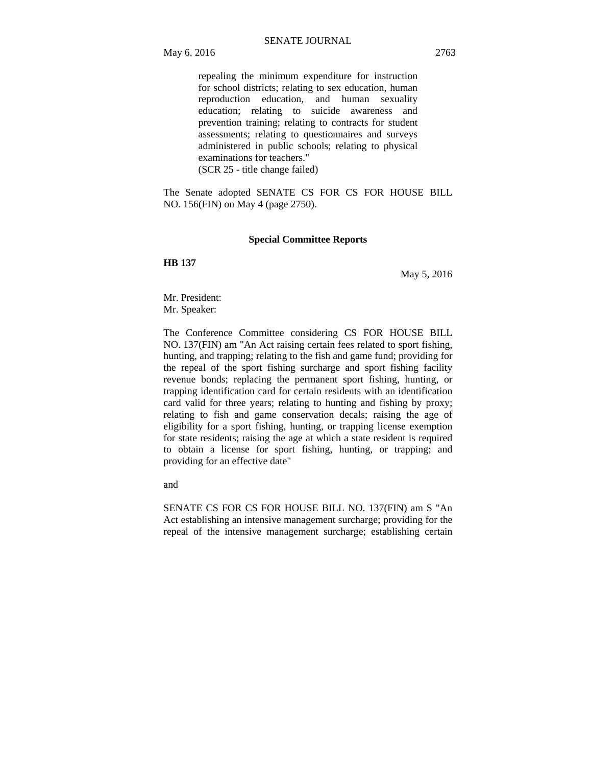repealing the minimum expenditure for instruction for school districts; relating to sex education, human reproduction education, and human sexuality education; relating to suicide awareness and prevention training; relating to contracts for student assessments; relating to questionnaires and surveys administered in public schools; relating to physical examinations for teachers."
(SCR 25 - title change failed)

The Senate adopted SENATE CS FOR CS FOR HOUSE BILL NO. 156(FIN) on May 4 (page 2750).

**Special Committee Reports**

**HB 137**

May 5, 2016

Mr. President:
Mr. Speaker:

The Conference Committee considering CS FOR HOUSE BILL NO. 137(FIN) am "An Act raising certain fees related to sport fishing, hunting, and trapping; relating to the fish and game fund; providing for the repeal of the sport fishing surcharge and sport fishing facility revenue bonds; replacing the permanent sport fishing, hunting, or trapping identification card for certain residents with an identification card valid for three years; relating to hunting and fishing by proxy; relating to fish and game conservation decals; raising the age of eligibility for a sport fishing, hunting, or trapping license exemption for state residents; raising the age at which a state resident is required to obtain a license for sport fishing, hunting, or trapping; and providing for an effective date"

and

SENATE CS FOR CS FOR HOUSE BILL NO. 137(FIN) am S "An Act establishing an intensive management surcharge; providing for the repeal of the intensive management surcharge; establishing certain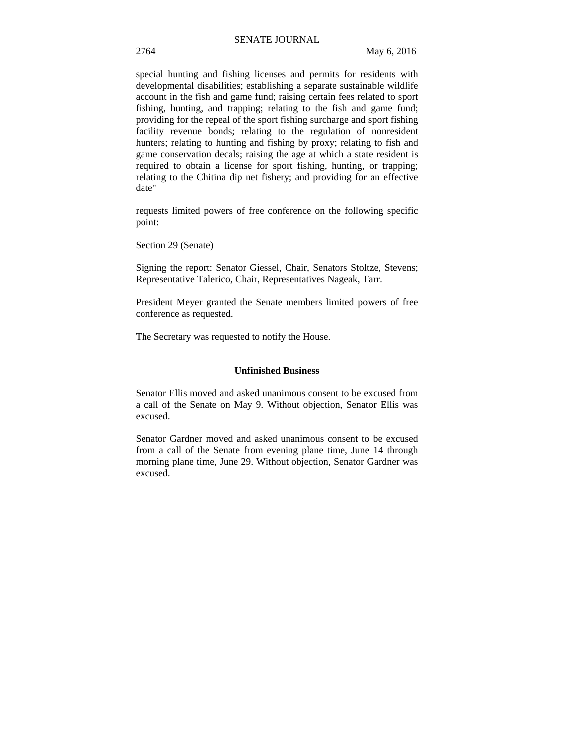special hunting and fishing licenses and permits for residents with developmental disabilities; establishing a separate sustainable wildlife account in the fish and game fund; raising certain fees related to sport fishing, hunting, and trapping; relating to the fish and game fund; providing for the repeal of the sport fishing surcharge and sport fishing facility revenue bonds; relating to the regulation of nonresident hunters; relating to hunting and fishing by proxy; relating to fish and game conservation decals; raising the age at which a state resident is required to obtain a license for sport fishing, hunting, or trapping; relating to the Chitina dip net fishery; and providing for an effective date"

requests limited powers of free conference on the following specific point:

Section 29 (Senate)

Signing the report: Senator Giessel, Chair, Senators Stoltze, Stevens; Representative Talerico, Chair, Representatives Nageak, Tarr.

President Meyer granted the Senate members limited powers of free conference as requested.

The Secretary was requested to notify the House.

## Unfinished Business

Senator Ellis moved and asked unanimous consent to be excused from a call of the Senate on May 9. Without objection, Senator Ellis was excused.

Senator Gardner moved and asked unanimous consent to be excused from a call of the Senate from evening plane time, June 14 through morning plane time, June 29. Without objection, Senator Gardner was excused.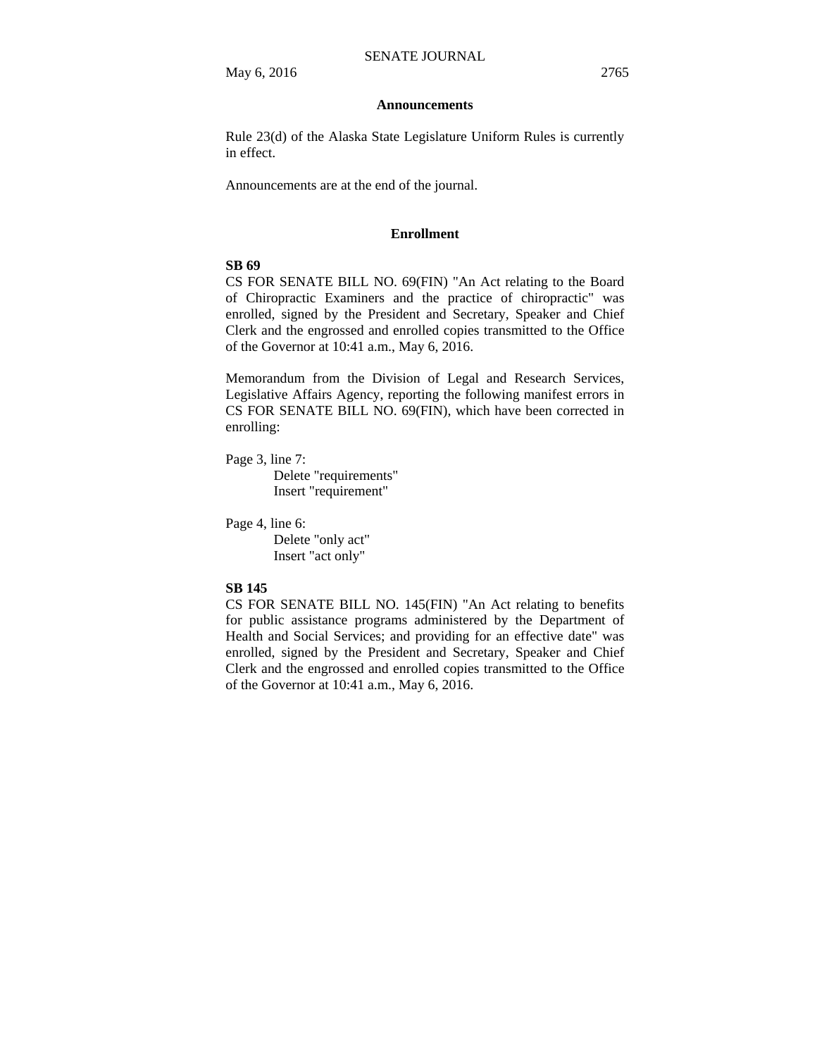## Announcements

Rule 23(d) of the Alaska State Legislature Uniform Rules is currently in effect.

Announcements are at the end of the journal.

## Enrollment

**SB 69**

CS FOR SENATE BILL NO. 69(FIN) "An Act relating to the Board of Chiropractic Examiners and the practice of chiropractic" was enrolled, signed by the President and Secretary, Speaker and Chief Clerk and the engrossed and enrolled copies transmitted to the Office of the Governor at 10:41 a.m., May 6, 2016.

Memorandum from the Division of Legal and Research Services, Legislative Affairs Agency, reporting the following manifest errors in CS FOR SENATE BILL NO. 69(FIN), which have been corrected in enrolling:

Page 3, line 7:
    Delete "requirements"
    Insert "requirement"

Page 4, line 6:
    Delete "only act"
    Insert "act only"

**SB 145**

CS FOR SENATE BILL NO. 145(FIN) "An Act relating to benefits for public assistance programs administered by the Department of Health and Social Services; and providing for an effective date" was enrolled, signed by the President and Secretary, Speaker and Chief Clerk and the engrossed and enrolled copies transmitted to the Office of the Governor at 10:41 a.m., May 6, 2016.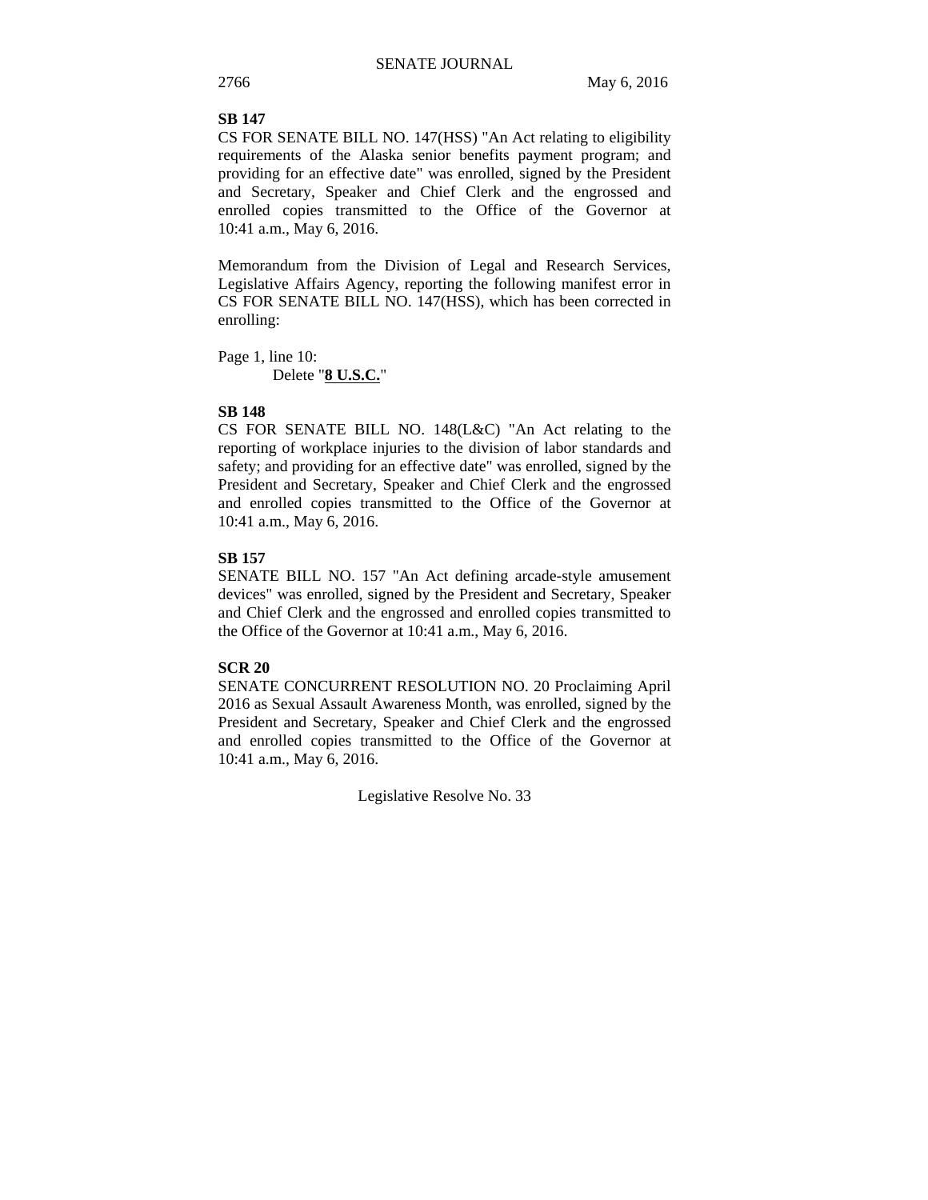**SB 147**

CS FOR SENATE BILL NO. 147(HSS) "An Act relating to eligibility requirements of the Alaska senior benefits payment program; and providing for an effective date" was enrolled, signed by the President and Secretary, Speaker and Chief Clerk and the engrossed and enrolled copies transmitted to the Office of the Governor at 10:41 a.m., May 6, 2016.

Memorandum from the Division of Legal and Research Services, Legislative Affairs Agency, reporting the following manifest error in CS FOR SENATE BILL NO. 147(HSS), which has been corrected in enrolling:

Page 1, line 10:
Delete "**8 U.S.C.**"

**SB 148**

CS FOR SENATE BILL NO. 148(L&C) "An Act relating to the reporting of workplace injuries to the division of labor standards and safety; and providing for an effective date" was enrolled, signed by the President and Secretary, Speaker and Chief Clerk and the engrossed and enrolled copies transmitted to the Office of the Governor at 10:41 a.m., May 6, 2016.

**SB 157**

SENATE BILL NO. 157 "An Act defining arcade-style amusement devices" was enrolled, signed by the President and Secretary, Speaker and Chief Clerk and the engrossed and enrolled copies transmitted to the Office of the Governor at 10:41 a.m., May 6, 2016.

**SCR 20**

SENATE CONCURRENT RESOLUTION NO. 20 Proclaiming April 2016 as Sexual Assault Awareness Month, was enrolled, signed by the President and Secretary, Speaker and Chief Clerk and the engrossed and enrolled copies transmitted to the Office of the Governor at 10:41 a.m., May 6, 2016.

Legislative Resolve No. 33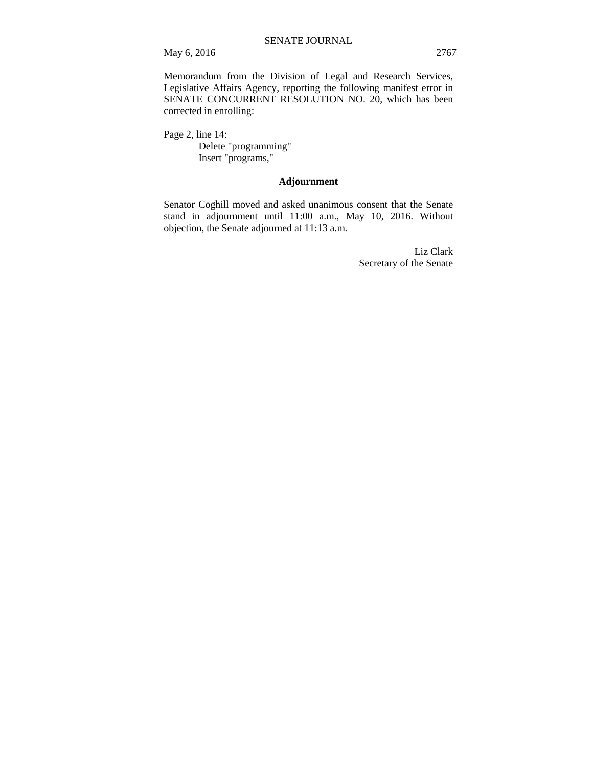Memorandum from the Division of Legal and Research Services, Legislative Affairs Agency, reporting the following manifest error in SENATE CONCURRENT RESOLUTION NO. 20, which has been corrected in enrolling:

Page 2, line 14:
Delete "programming"
Insert "programs,"

## Adjournment

Senator Coghill moved and asked unanimous consent that the Senate stand in adjournment until 11:00 a.m., May 10, 2016. Without objection, the Senate adjourned at 11:13 a.m.

Liz Clark
Secretary of the Senate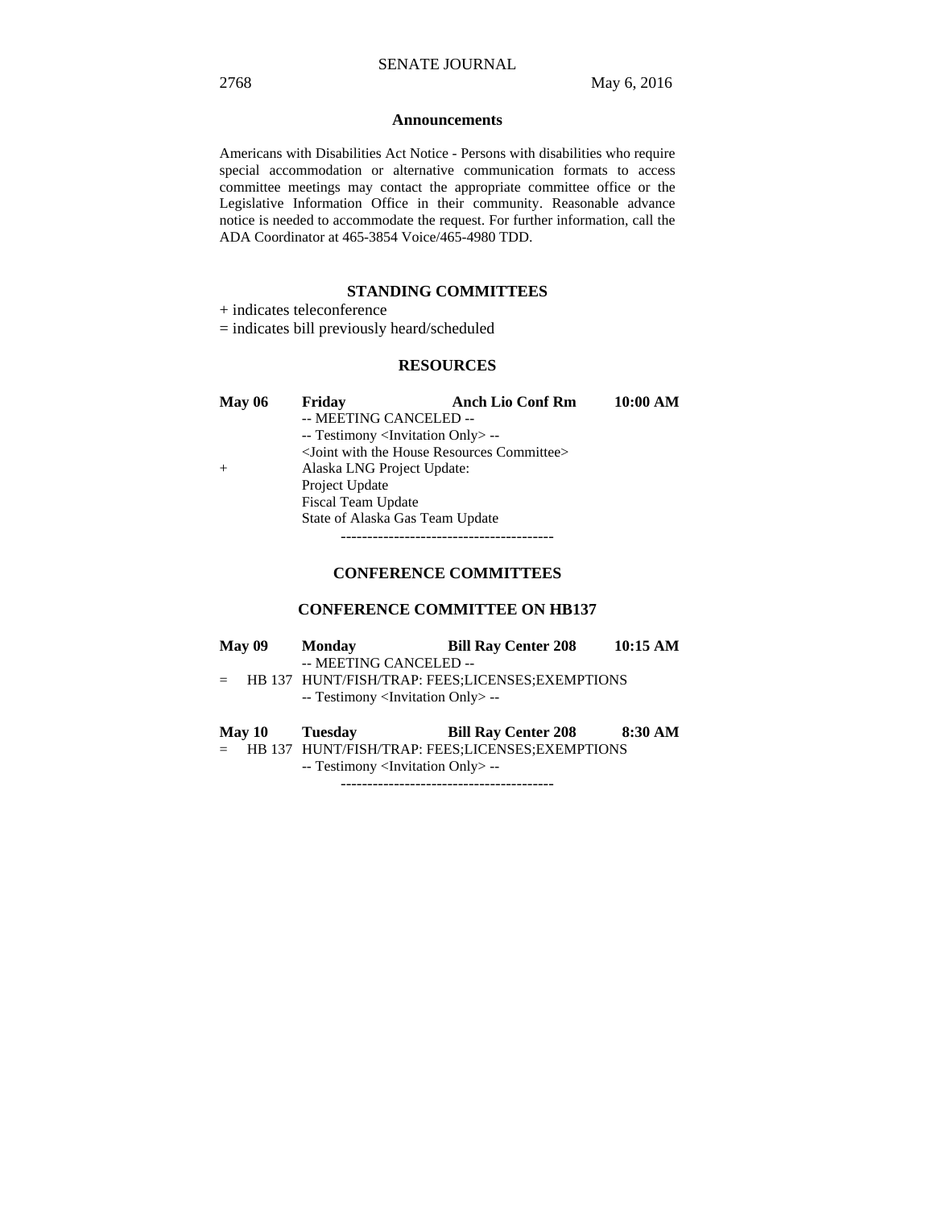## Announcements

Americans with Disabilities Act Notice - Persons with disabilities who require special accommodation or alternative communication formats to access committee meetings may contact the appropriate committee office or the Legislative Information Office in their community. Reasonable advance notice is needed to accommodate the request. For further information, call the ADA Coordinator at 465-3854 Voice/465-4980 TDD.

## STANDING COMMITTEES

+ indicates teleconference

= indicates bill previously heard/scheduled

### RESOURCES

**May 06** **Friday** **Anch Lio Conf Rm** **10:00 AM**

-- MEETING CANCELED --

-- Testimony <Invitation Only> --

<Joint with the House Resources Committee>

\+ Alaska LNG Project Update:

Project Update

Fiscal Team Update

State of Alaska Gas Team Update

----------------------------------------

## CONFERENCE COMMITTEES

### CONFERENCE COMMITTEE ON HB137

**May 09** **Monday** **Bill Ray Center 208** **10:15 AM**

-- MEETING CANCELED --

= HB 137 HUNT/FISH/TRAP: FEES;LICENSES;EXEMPTIONS

-- Testimony <Invitation Only> --

**May 10** **Tuesday** **Bill Ray Center 208** **8:30 AM**

= HB 137 HUNT/FISH/TRAP: FEES;LICENSES;EXEMPTIONS

-- Testimony <Invitation Only> --

----------------------------------------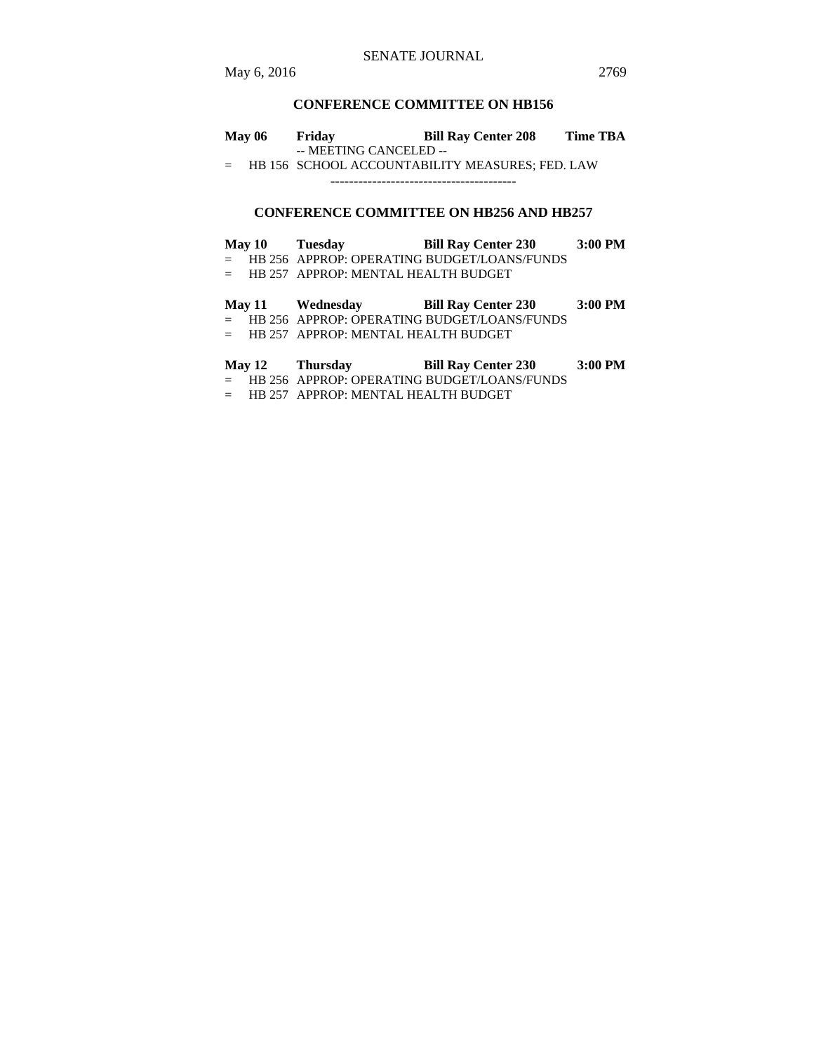### CONFERENCE COMMITTEE ON HB156

**May 06 Friday Bill Ray Center 208 Time TBA**

-- MEETING CANCELED --

= HB 156 SCHOOL ACCOUNTABILITY MEASURES; FED. LAW

----------------------------------------

### CONFERENCE COMMITTEE ON HB256 AND HB257

**May 10 Tuesday Bill Ray Center 230 3:00 PM**

= HB 256 APPROP: OPERATING BUDGET/LOANS/FUNDS

= HB 257 APPROP: MENTAL HEALTH BUDGET

**May 11 Wednesday Bill Ray Center 230 3:00 PM**

= HB 256 APPROP: OPERATING BUDGET/LOANS/FUNDS

= HB 257 APPROP: MENTAL HEALTH BUDGET

**May 12 Thursday Bill Ray Center 230 3:00 PM**

= HB 256 APPROP: OPERATING BUDGET/LOANS/FUNDS

= HB 257 APPROP: MENTAL HEALTH BUDGET